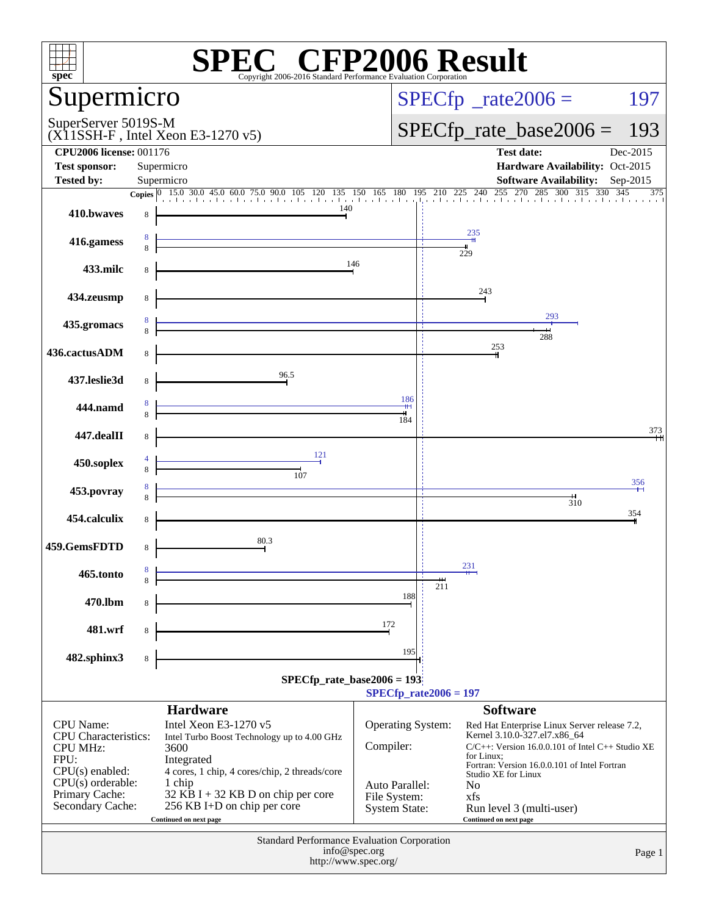# SPEC CFP2006 Result

Copyright 2006-2016 Standard Performance Evaluation Corporation

## Supermicro

SuperServer 5019S-M
(X11SSH-F , Intel Xeon E3-1270 v5)

SPECfp_rate2006 = 197

SPECfp_rate_base2006 = 193

| | | | |
|---|---|---|---|
| **CPU2006 license:** 001176 | | **Test date:** | Dec-2015 |
| **Test sponsor:** | Supermicro | **Hardware Availability:** | Oct-2015 |
| **Tested by:** | Supermicro | **Software Availability:** | Sep-2015 |

| Benchmark | Copies (peak) | Peak | Copies (base) | Base |
|---|---|---|---|---|
| 410.bwaves | | | 8 | 140 |
| 416.gamess | 8 | 235 | 8 | 229 |
| 433.milc | | | 8 | 146 |
| 434.zeusmp | | | 8 | 243 |
| 435.gromacs | 8 | 293 | 8 | 288 |
| 436.cactusADM | | | 8 | 253 |
| 437.leslie3d | | | 8 | 96.5 |
| 444.namd | 8 | 186 | 8 | 184 |
| 447.dealII | | | 8 | 373 |
| 450.soplex | 4 | 121 | 8 | 107 |
| 453.povray | 8 | 356 | 8 | 310 |
| 454.calculix | | | 8 | 354 |
| 459.GemsFDTD | | | 8 | 80.3 |
| 465.tonto | 8 | 231 | 8 | 211 |
| 470.lbm | | | 8 | 188 |
| 481.wrf | | | 8 | 172 |
| 482.sphinx3 | | | 8 | 195 |

SPECfp_rate_base2006 = 193

SPECfp_rate2006 = 197

### Hardware

| | |
|---|---|
| CPU Name: | Intel Xeon E3-1270 v5 |
| CPU Characteristics: | Intel Turbo Boost Technology up to 4.00 GHz |
| CPU MHz: | 3600 |
| FPU: | Integrated |
| CPU(s) enabled: | 4 cores, 1 chip, 4 cores/chip, 2 threads/core |
| CPU(s) orderable: | 1 chip |
| Primary Cache: | 32 KB I + 32 KB D on chip per core |
| Secondary Cache: | 256 KB I+D on chip per core |

Continued on next page

### Software

| | |
|---|---|
| Operating System: | Red Hat Enterprise Linux Server release 7.2, Kernel 3.10.0-327.el7.x86_64 |
| Compiler: | C/C++: Version 16.0.0.101 of Intel C++ Studio XE for Linux; Fortran: Version 16.0.0.101 of Intel Fortran Studio XE for Linux |
| Auto Parallel: | No |
| File System: | xfs |
| System State: | Run level 3 (multi-user) |

Continued on next page

Standard Performance Evaluation Corporation
info@spec.org
http://www.spec.org/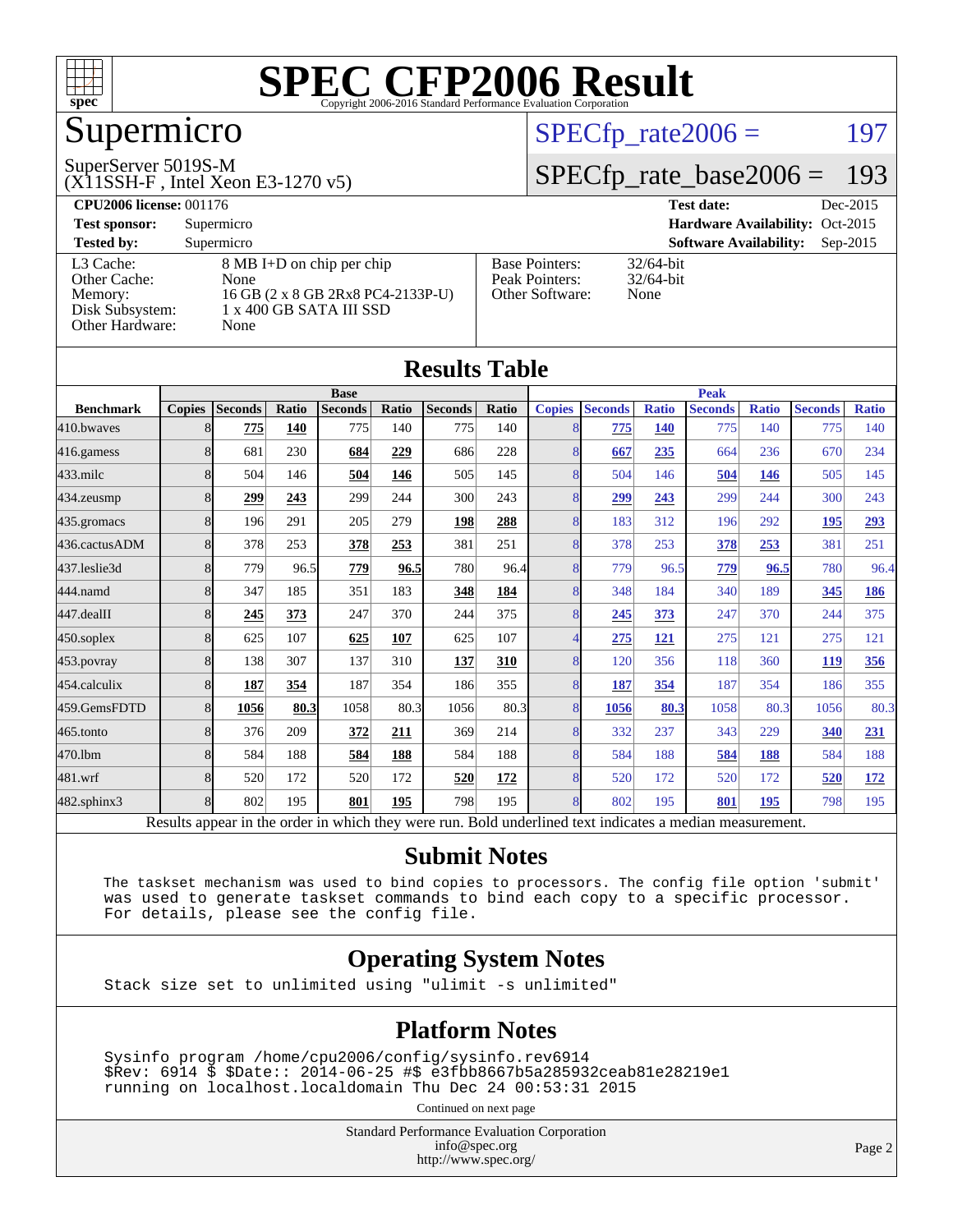# SPEC CFP2006 Result

Copyright 2006-2016 Standard Performance Evaluation Corporation

## Supermicro

SuperServer 5019S-M
(X11SSH-F , Intel Xeon E3-1270 v5)

SPECfp_rate2006 = 197

SPECfp_rate_base2006 = 193

**CPU2006 license:** 001176 | **Test date:** Dec-2015
**Test sponsor:** Supermicro | **Hardware Availability:** Oct-2015
**Tested by:** Supermicro | **Software Availability:** Sep-2015

| | |
|---|---|
| L3 Cache: | 8 MB I+D on chip per chip |
| Other Cache: | None |
| Memory: | 16 GB (2 x 8 GB 2Rx8 PC4-2133P-U) |
| Disk Subsystem: | 1 x 400 GB SATA III SSD |
| Other Hardware: | None |

| | |
|---|---|
| Base Pointers: | 32/64-bit |
| Peak Pointers: | 32/64-bit |
| Other Software: | None |

## Results Table

| | Base | | | | | | | | Peak | | | | | | | |
|---|---|---|---|---|---|---|---|---|---|---|---|---|---|---|---|---|
| Benchmark | Copies | Seconds | Ratio | Seconds | Ratio | Seconds | Ratio | | Copies | Seconds | Ratio | Seconds | Ratio | Seconds | Ratio |
| 410.bwaves | 8 | **775** | **140** | 775 | 140 | 775 | 140 | | 8 | **775** | **140** | 775 | 140 | 775 | 140 |
| 416.gamess | 8 | 681 | 230 | **684** | **229** | 686 | 228 | | 8 | **667** | **235** | 664 | 236 | 670 | 234 |
| 433.milc | 8 | 504 | 146 | **504** | **146** | 505 | 145 | | 8 | 504 | 146 | **504** | **146** | 505 | 145 |
| 434.zeusmp | 8 | **299** | **243** | 299 | 244 | 300 | 243 | | 8 | **299** | **243** | 299 | 244 | 300 | 243 |
| 435.gromacs | 8 | 196 | 291 | 205 | 279 | **198** | **288** | | 8 | 183 | 312 | 196 | 292 | **195** | **293** |
| 436.cactusADM | 8 | 378 | 253 | **378** | **253** | 381 | 251 | | 8 | 378 | 253 | **378** | **253** | 381 | 251 |
| 437.leslie3d | 8 | 779 | 96.5 | **779** | **96.5** | 780 | 96.4 | | 8 | 779 | 96.5 | **779** | **96.5** | 780 | 96.4 |
| 444.namd | 8 | 347 | 185 | 351 | 183 | **348** | **184** | | 8 | 348 | 184 | 340 | 189 | **345** | **186** |
| 447.dealII | 8 | **245** | **373** | 247 | 370 | 244 | 375 | | 8 | **245** | **373** | 247 | 370 | 244 | 375 |
| 450.soplex | 8 | 625 | 107 | **625** | **107** | 625 | 107 | | 4 | **275** | **121** | 275 | 121 | 275 | 121 |
| 453.povray | 8 | 138 | 307 | 137 | 310 | **137** | **310** | | 8 | 120 | 356 | 118 | 360 | **119** | **356** |
| 454.calculix | 8 | **187** | **354** | 187 | 354 | 186 | 355 | | 8 | **187** | **354** | 187 | 354 | 186 | 355 |
| 459.GemsFDTD | 8 | **1056** | **80.3** | 1058 | 80.3 | 1056 | 80.3 | | 8 | **1056** | **80.3** | 1058 | 80.3 | 1056 | 80.3 |
| 465.tonto | 8 | 376 | 209 | **372** | **211** | 369 | 214 | | 8 | 332 | 237 | 343 | 229 | **340** | **231** |
| 470.lbm | 8 | 584 | 188 | **584** | **188** | 584 | 188 | | 8 | 584 | 188 | **584** | **188** | 584 | 188 |
| 481.wrf | 8 | 520 | 172 | 520 | 172 | **520** | **172** | | 8 | 520 | 172 | 520 | 172 | **520** | **172** |
| 482.sphinx3 | 8 | 802 | 195 | **801** | **195** | 798 | 195 | | 8 | 802 | 195 | **801** | **195** | 798 | 195 |

Results appear in the order in which they were run. Bold underlined text indicates a median measurement.

## Submit Notes

```
The taskset mechanism was used to bind copies to processors. The config file option 'submit'
was used to generate taskset commands to bind each copy to a specific processor.
For details, please see the config file.
```

## Operating System Notes

```
Stack size set to unlimited using "ulimit -s unlimited"
```

## Platform Notes

```
Sysinfo program /home/cpu2006/config/sysinfo.rev6914
$Rev: 6914 $ $Date:: 2014-06-25 #$ e3fbb8667b5a285932ceab81e28219e1
running on localhost.localdomain Thu Dec 24 00:53:31 2015
```

Continued on next page

Standard Performance Evaluation Corporation
info@spec.org
http://www.spec.org/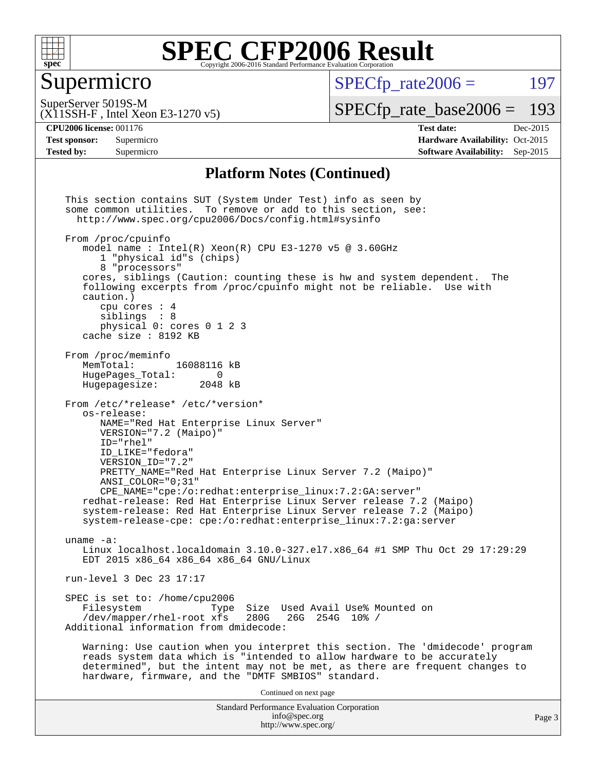## Platform Notes (Continued)

```
This section contains SUT (System Under Test) info as seen by
some common utilities.  To remove or add to this section, see:
  http://www.spec.org/cpu2006/Docs/config.html#sysinfo

From /proc/cpuinfo
   model name : Intel(R) Xeon(R) CPU E3-1270 v5 @ 3.60GHz
      1 "physical id"s (chips)
      8 "processors"
   cores, siblings (Caution: counting these is hw and system dependent.  The
   following excerpts from /proc/cpuinfo might not be reliable.  Use with
   caution.)
      cpu cores : 4
      siblings  : 8
      physical 0: cores 0 1 2 3
   cache size : 8192 KB

From /proc/meminfo
   MemTotal:       16088116 kB
   HugePages_Total:       0
   Hugepagesize:       2048 kB

From /etc/*release* /etc/*version*
   os-release:
      NAME="Red Hat Enterprise Linux Server"
      VERSION="7.2 (Maipo)"
      ID="rhel"
      ID_LIKE="fedora"
      VERSION_ID="7.2"
      PRETTY_NAME="Red Hat Enterprise Linux Server 7.2 (Maipo)"
      ANSI_COLOR="0;31"
      CPE_NAME="cpe:/o:redhat:enterprise_linux:7.2:GA:server"
   redhat-release: Red Hat Enterprise Linux Server release 7.2 (Maipo)
   system-release: Red Hat Enterprise Linux Server release 7.2 (Maipo)
   system-release-cpe: cpe:/o:redhat:enterprise_linux:7.2:ga:server

uname -a:
   Linux localhost.localdomain 3.10.0-327.el7.x86_64 #1 SMP Thu Oct 29 17:29:29
   EDT 2015 x86_64 x86_64 x86_64 GNU/Linux

run-level 3 Dec 23 17:17

SPEC is set to: /home/cpu2006
   Filesystem            Type  Size  Used Avail Use% Mounted on
   /dev/mapper/rhel-root xfs   280G   26G  254G  10% /
Additional information from dmidecode:

   Warning: Use caution when you interpret this section. The 'dmidecode' program
   reads system data which is "intended to allow hardware to be accurately
   determined", but the intent may not be met, as there are frequent changes to
   hardware, firmware, and the "DMTF SMBIOS" standard.
```

Continued on next page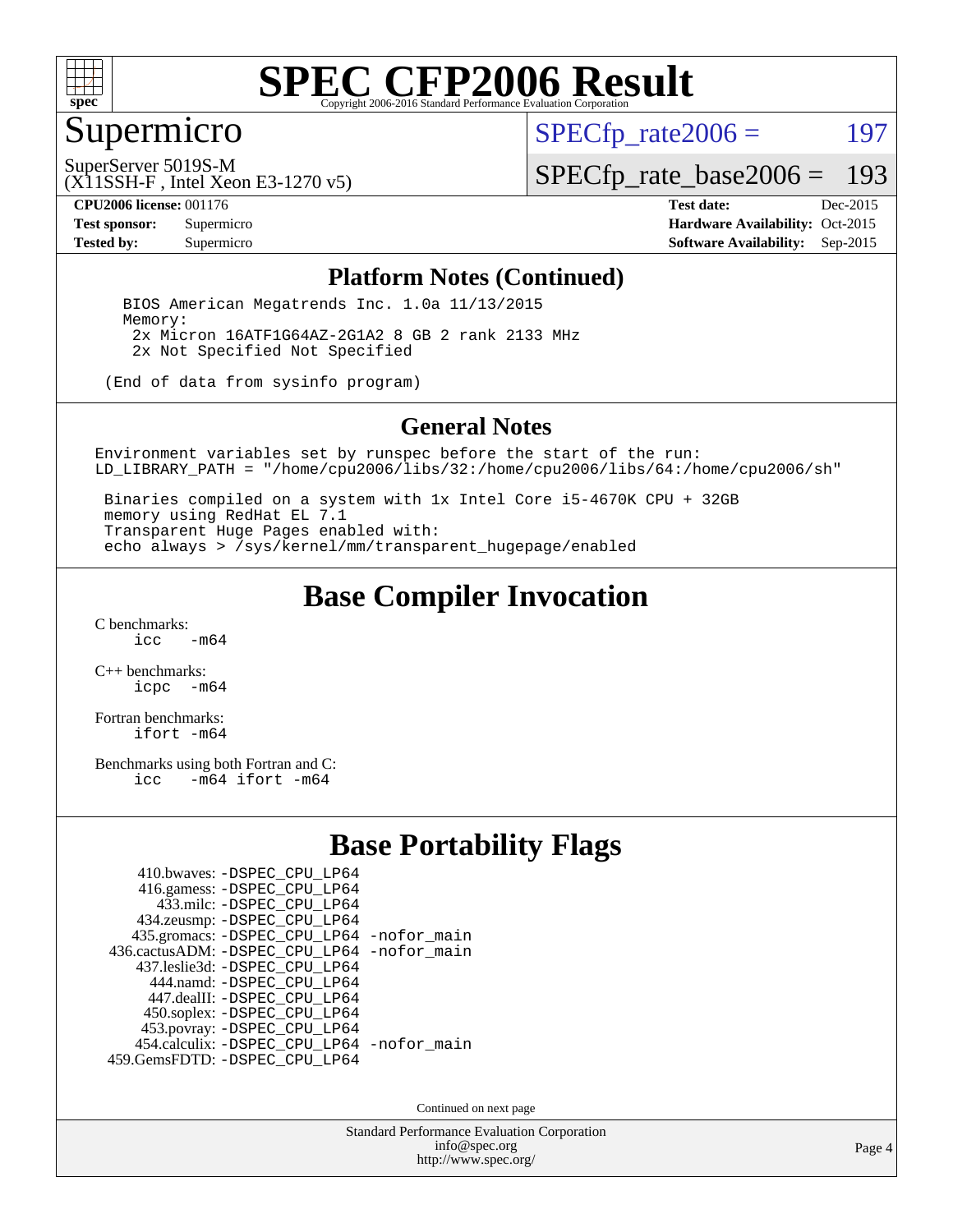# SPEC CFP2006 Result

Copyright 2006-2016 Standard Performance Evaluation Corporation

## Supermicro

SuperServer 5019S-M
(X11SSH-F , Intel Xeon E3-1270 v5)

SPECfp_rate2006 = 197

SPECfp_rate_base2006 = 193

**CPU2006 license:** 001176
**Test sponsor:** Supermicro
**Tested by:** Supermicro

**Test date:** Dec-2015
**Hardware Availability:** Oct-2015
**Software Availability:** Sep-2015

## Platform Notes (Continued)

```
   BIOS American Megatrends Inc. 1.0a 11/13/2015
   Memory:
    2x Micron 16ATF1G64AZ-2G1A2 8 GB 2 rank 2133 MHz
    2x Not Specified Not Specified

 (End of data from sysinfo program)
```

## General Notes

```
Environment variables set by runspec before the start of the run:
LD_LIBRARY_PATH = "/home/cpu2006/libs/32:/home/cpu2006/libs/64:/home/cpu2006/sh"

 Binaries compiled on a system with 1x Intel Core i5-4670K CPU + 32GB
 memory using RedHat EL 7.1
 Transparent Huge Pages enabled with:
 echo always > /sys/kernel/mm/transparent_hugepage/enabled
```

## Base Compiler Invocation

C benchmarks:
```
icc   -m64
```

C++ benchmarks:
```
icpc  -m64
```

Fortran benchmarks:
```
ifort -m64
```

Benchmarks using both Fortran and C:
```
icc   -m64 ifort -m64
```

## Base Portability Flags

```
     410.bwaves: -DSPEC_CPU_LP64
     416.gamess: -DSPEC_CPU_LP64
       433.milc: -DSPEC_CPU_LP64
     434.zeusmp: -DSPEC_CPU_LP64
    435.gromacs: -DSPEC_CPU_LP64 -nofor_main
 436.cactusADM: -DSPEC_CPU_LP64 -nofor_main
    437.leslie3d: -DSPEC_CPU_LP64
      444.namd: -DSPEC_CPU_LP64
     447.dealII: -DSPEC_CPU_LP64
    450.soplex: -DSPEC_CPU_LP64
    453.povray: -DSPEC_CPU_LP64
   454.calculix: -DSPEC_CPU_LP64 -nofor_main
 459.GemsFDTD: -DSPEC_CPU_LP64
```

Continued on next page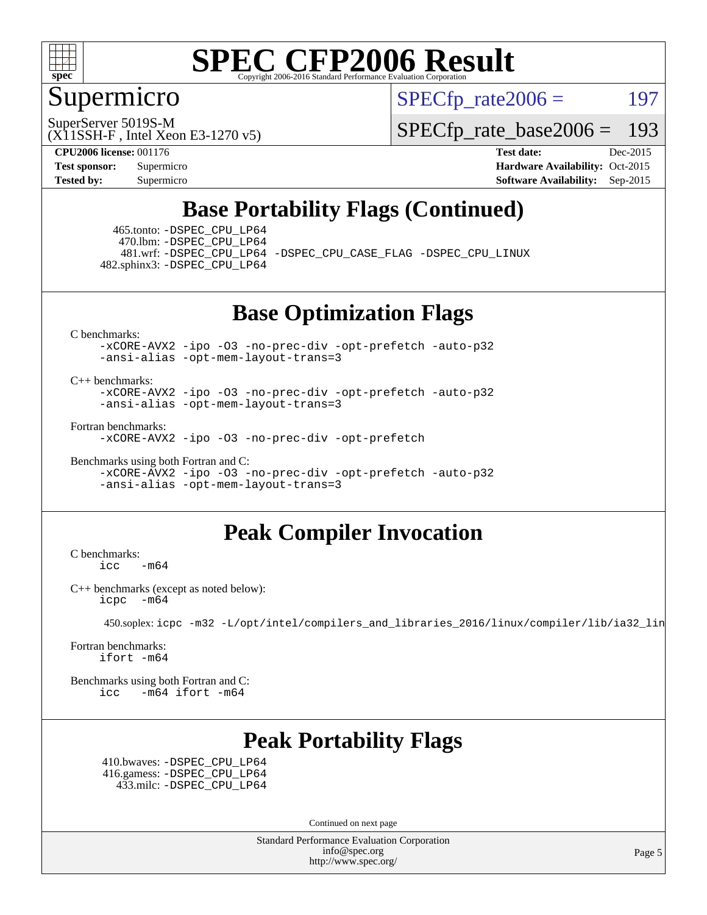# SPEC CFP2006 Result

Copyright 2006-2016 Standard Performance Evaluation Corporation

## Supermicro

SuperServer 5019S-M
(X11SSH-F , Intel Xeon E3-1270 v5)

SPECfp_rate2006 = 197

SPECfp_rate_base2006 = 193

**CPU2006 license:** 001176
**Test sponsor:** Supermicro
**Tested by:** Supermicro

**Test date:** Dec-2015
**Hardware Availability:** Oct-2015
**Software Availability:** Sep-2015

## Base Portability Flags (Continued)

465.tonto: `-DSPEC_CPU_LP64`
470.lbm: `-DSPEC_CPU_LP64`
481.wrf: `-DSPEC_CPU_LP64 -DSPEC_CPU_CASE_FLAG -DSPEC_CPU_LINUX`
482.sphinx3: `-DSPEC_CPU_LP64`

## Base Optimization Flags

C benchmarks:
```
-xCORE-AVX2 -ipo -O3 -no-prec-div -opt-prefetch -auto-p32
-ansi-alias -opt-mem-layout-trans=3
```

C++ benchmarks:
```
-xCORE-AVX2 -ipo -O3 -no-prec-div -opt-prefetch -auto-p32
-ansi-alias -opt-mem-layout-trans=3
```

Fortran benchmarks:
```
-xCORE-AVX2 -ipo -O3 -no-prec-div -opt-prefetch
```

Benchmarks using both Fortran and C:
```
-xCORE-AVX2 -ipo -O3 -no-prec-div -opt-prefetch -auto-p32
-ansi-alias -opt-mem-layout-trans=3
```

## Peak Compiler Invocation

C benchmarks:
```
icc   -m64
```

C++ benchmarks (except as noted below):
```
icpc  -m64
```

450.soplex: `icpc -m32 -L/opt/intel/compilers_and_libraries_2016/linux/compiler/lib/ia32_lin`

Fortran benchmarks:
```
ifort -m64
```

Benchmarks using both Fortran and C:
```
icc   -m64 ifort -m64
```

## Peak Portability Flags

410.bwaves: `-DSPEC_CPU_LP64`
416.gamess: `-DSPEC_CPU_LP64`
433.milc: `-DSPEC_CPU_LP64`

Continued on next page

Standard Performance Evaluation Corporation
info@spec.org
http://www.spec.org/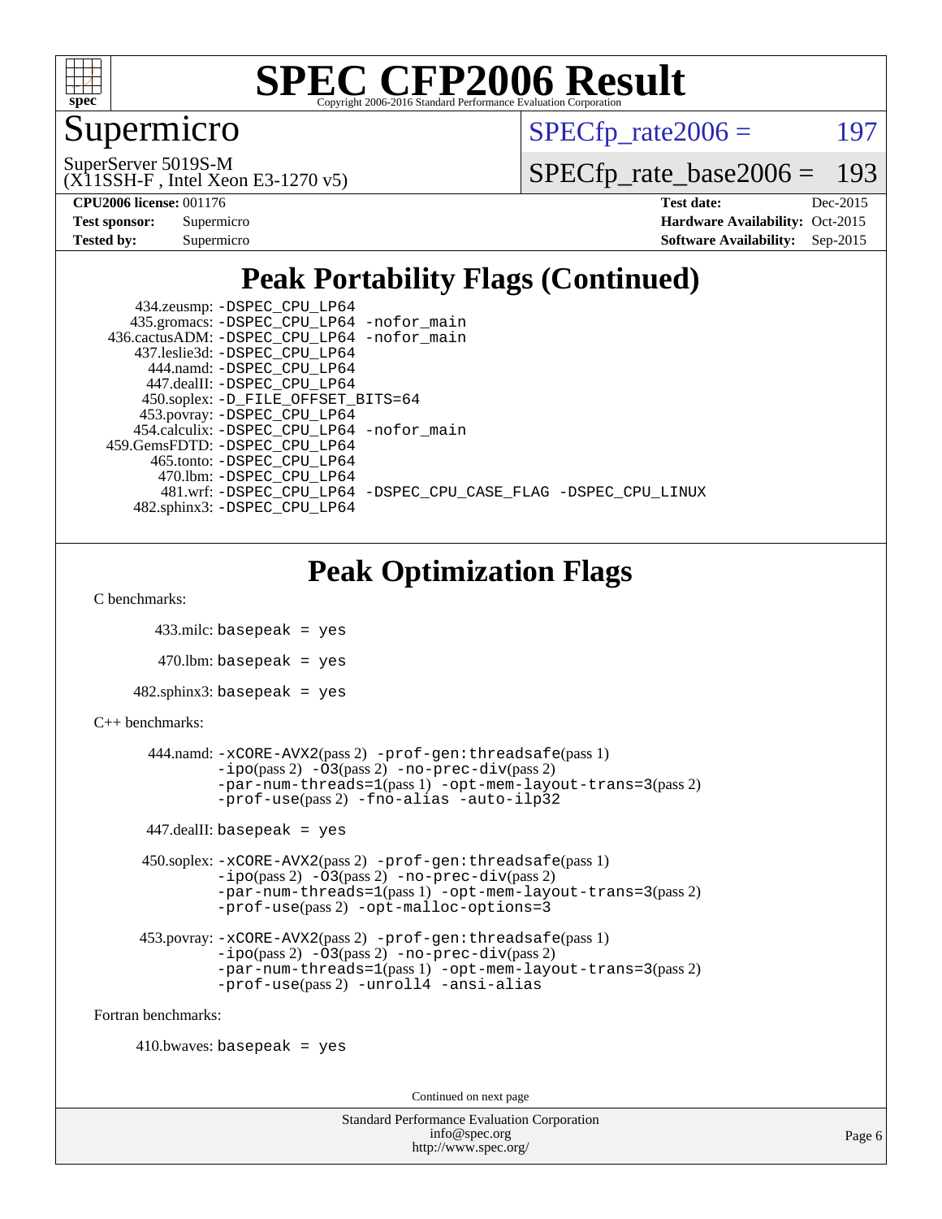# Supermicro

SuperServer 5019S-M
(X11SSH-F , Intel Xeon E3-1270 v5)

SPECfp_rate2006 = 197

SPECfp_rate_base2006 = 193

**CPU2006 license:** 001176
**Test sponsor:** Supermicro
**Tested by:** Supermicro

**Test date:** Dec-2015
**Hardware Availability:** Oct-2015
**Software Availability:** Sep-2015

## Peak Portability Flags (Continued)

434.zeusmp: -DSPEC_CPU_LP64
435.gromacs: -DSPEC_CPU_LP64 -nofor_main
436.cactusADM: -DSPEC_CPU_LP64 -nofor_main
437.leslie3d: -DSPEC_CPU_LP64
444.namd: -DSPEC_CPU_LP64
447.dealII: -DSPEC_CPU_LP64
450.soplex: -D_FILE_OFFSET_BITS=64
453.povray: -DSPEC_CPU_LP64
454.calculix: -DSPEC_CPU_LP64 -nofor_main
459.GemsFDTD: -DSPEC_CPU_LP64
465.tonto: -DSPEC_CPU_LP64
470.lbm: -DSPEC_CPU_LP64
481.wrf: -DSPEC_CPU_LP64 -DSPEC_CPU_CASE_FLAG -DSPEC_CPU_LINUX
482.sphinx3: -DSPEC_CPU_LP64

## Peak Optimization Flags

C benchmarks:

433.milc: basepeak = yes

470.lbm: basepeak = yes

482.sphinx3: basepeak = yes

C++ benchmarks:

444.namd: -xCORE-AVX2(pass 2) -prof-gen:threadsafe(pass 1) -ipo(pass 2) -O3(pass 2) -no-prec-div(pass 2) -par-num-threads=1(pass 1) -opt-mem-layout-trans=3(pass 2) -prof-use(pass 2) -fno-alias -auto-ilp32

447.dealII: basepeak = yes

450.soplex: -xCORE-AVX2(pass 2) -prof-gen:threadsafe(pass 1) -ipo(pass 2) -O3(pass 2) -no-prec-div(pass 2) -par-num-threads=1(pass 1) -opt-mem-layout-trans=3(pass 2) -prof-use(pass 2) -opt-malloc-options=3

453.povray: -xCORE-AVX2(pass 2) -prof-gen:threadsafe(pass 1) -ipo(pass 2) -O3(pass 2) -no-prec-div(pass 2) -par-num-threads=1(pass 1) -opt-mem-layout-trans=3(pass 2) -prof-use(pass 2) -unroll4 -ansi-alias

Fortran benchmarks:

410.bwaves: basepeak = yes

Continued on next page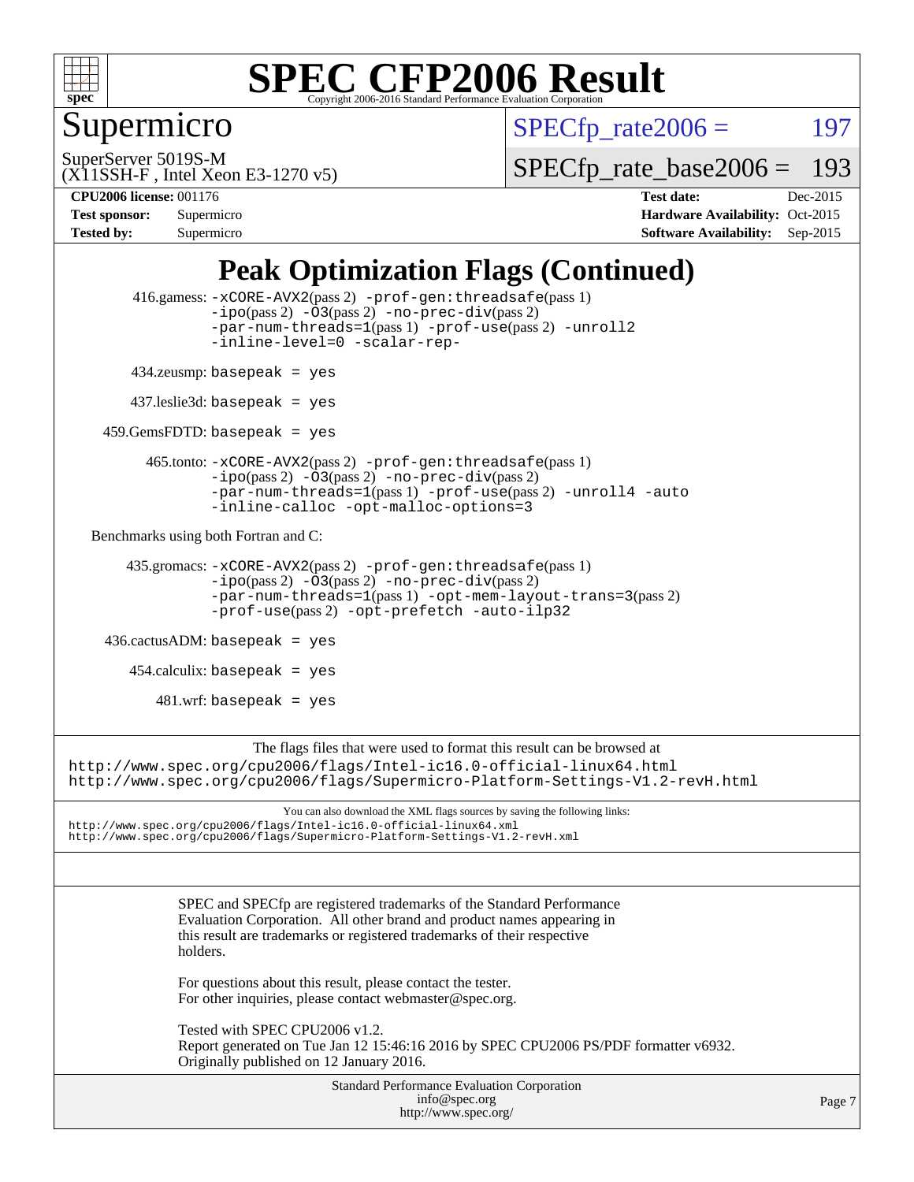# Peak Optimization Flags (Continued)

416.gamess: `-xCORE-AVX2`(pass 2) `-prof-gen:threadsafe`(pass 1) `-ipo`(pass 2) `-O3`(pass 2) `-no-prec-div`(pass 2) `-par-num-threads=1`(pass 1) `-prof-use`(pass 2) `-unroll2` `-inline-level=0` `-scalar-rep-`

434.zeusmp: `basepeak = yes`

437.leslie3d: `basepeak = yes`

459.GemsFDTD: `basepeak = yes`

465.tonto: `-xCORE-AVX2`(pass 2) `-prof-gen:threadsafe`(pass 1) `-ipo`(pass 2) `-O3`(pass 2) `-no-prec-div`(pass 2) `-par-num-threads=1`(pass 1) `-prof-use`(pass 2) `-unroll4` `-auto` `-inline-calloc` `-opt-malloc-options=3`

Benchmarks using both Fortran and C:

435.gromacs: `-xCORE-AVX2`(pass 2) `-prof-gen:threadsafe`(pass 1) `-ipo`(pass 2) `-O3`(pass 2) `-no-prec-div`(pass 2) `-par-num-threads=1`(pass 1) `-opt-mem-layout-trans=3`(pass 2) `-prof-use`(pass 2) `-opt-prefetch` `-auto-ilp32`

436.cactusADM: `basepeak = yes`

454.calculix: `basepeak = yes`

481.wrf: `basepeak = yes`

The flags files that were used to format this result can be browsed at
http://www.spec.org/cpu2006/flags/Intel-ic16.0-official-linux64.html
http://www.spec.org/cpu2006/flags/Supermicro-Platform-Settings-V1.2-revH.html

You can also download the XML flags sources by saving the following links:
http://www.spec.org/cpu2006/flags/Intel-ic16.0-official-linux64.xml
http://www.spec.org/cpu2006/flags/Supermicro-Platform-Settings-V1.2-revH.xml

SPEC and SPECfp are registered trademarks of the Standard Performance Evaluation Corporation. All other brand and product names appearing in this result are trademarks or registered trademarks of their respective holders.

For questions about this result, please contact the tester.
For other inquiries, please contact webmaster@spec.org.

Tested with SPEC CPU2006 v1.2.
Report generated on Tue Jan 12 15:46:16 2016 by SPEC CPU2006 PS/PDF formatter v6932.
Originally published on 12 January 2016.